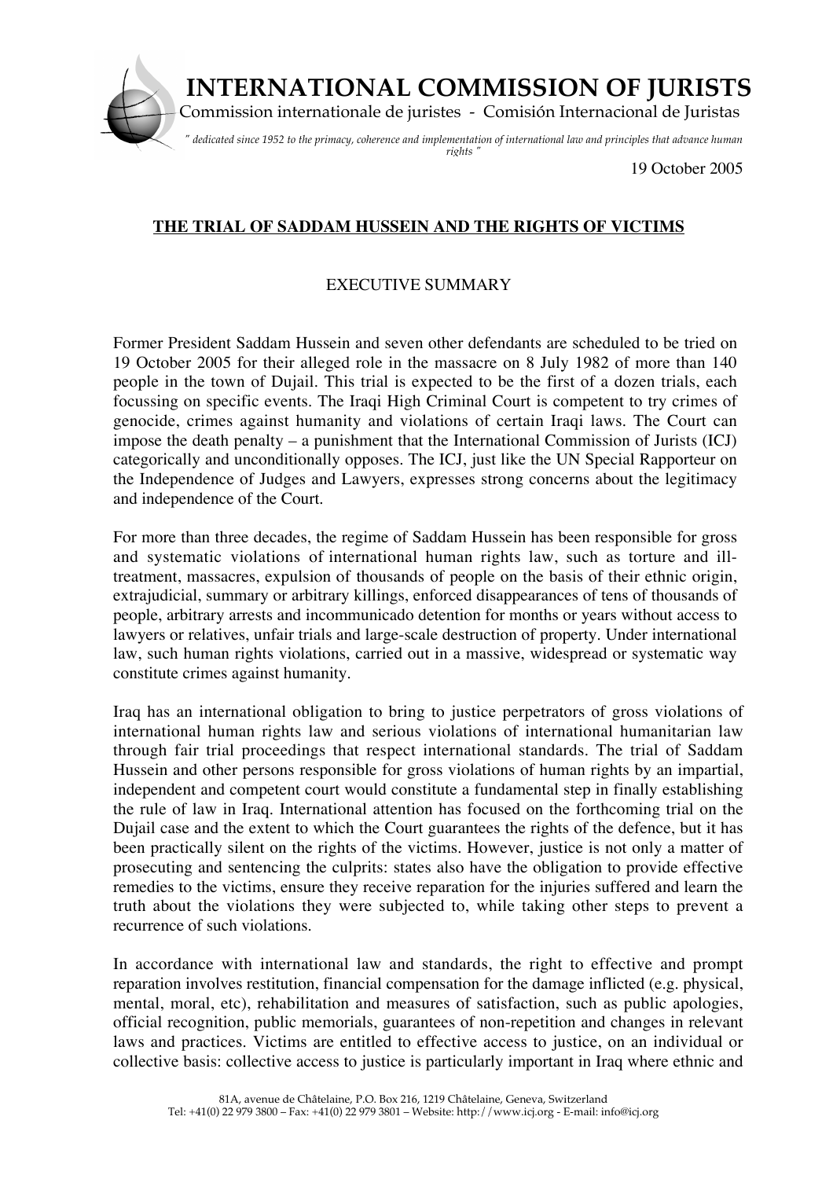# INTERNATIONAL COMMISSION OF JURISTS

Commission internationale de juristes - Comisión Internacional de Juristas

*" dedicated since 1952 to the primacy, coherence and implementation of international law and principles that advance human rights "*

19 October 2005

## THE TRIAL OF SADDAM HUSSEIN AND THE RIGHTS OF VICTIMS

### EXECUTIVE SUMMARY

Former President Saddam Hussein and seven other defendants are scheduled to be tried on 19 October 2005 for their alleged role in the massacre on 8 July 1982 of more than 140 people in the town of Dujail. This trial is expected to be the first of a dozen trials, each focussing on specific events. The Iraqi High Criminal Court is competent to try crimes of genocide, crimes against humanity and violations of certain Iraqi laws. The Court can impose the death penalty – a punishment that the International Commission of Jurists (ICJ) categorically and unconditionally opposes. The ICJ, just like the UN Special Rapporteur on the Independence of Judges and Lawyers, expresses strong concerns about the legitimacy and independence of the Court.

For more than three decades, the regime of Saddam Hussein has been responsible for gross and systematic violations of international human rights law, such as torture and ill-treatment, massacres, expulsion of thousands of people on the basis of their ethnic origin, extrajudicial, summary or arbitrary killings, enforced disappearances of tens of thousands of people, arbitrary arrests and incommunicado detention for months or years without access to lawyers or relatives, unfair trials and large-scale destruction of property. Under international law, such human rights violations, carried out in a massive, widespread or systematic way constitute crimes against humanity.

Iraq has an international obligation to bring to justice perpetrators of gross violations of international human rights law and serious violations of international humanitarian law through fair trial proceedings that respect international standards. The trial of Saddam Hussein and other persons responsible for gross violations of human rights by an impartial, independent and competent court would constitute a fundamental step in finally establishing the rule of law in Iraq. International attention has focused on the forthcoming trial on the Dujail case and the extent to which the Court guarantees the rights of the defence, but it has been practically silent on the rights of the victims. However, justice is not only a matter of prosecuting and sentencing the culprits: states also have the obligation to provide effective remedies to the victims, ensure they receive reparation for the injuries suffered and learn the truth about the violations they were subjected to, while taking other steps to prevent a recurrence of such violations.

In accordance with international law and standards, the right to effective and prompt reparation involves restitution, financial compensation for the damage inflicted (e.g. physical, mental, moral, etc), rehabilitation and measures of satisfaction, such as public apologies, official recognition, public memorials, guarantees of non-repetition and changes in relevant laws and practices. Victims are entitled to effective access to justice, on an individual or collective basis: collective access to justice is particularly important in Iraq where ethnic and

81A, avenue de Châtelaine, P.O. Box 216, 1219 Châtelaine, Geneva, Switzerland
Tel: +41(0) 22 979 3800 – Fax: +41(0) 22 979 3801 – Website: http://www.icj.org - E-mail: info@icj.org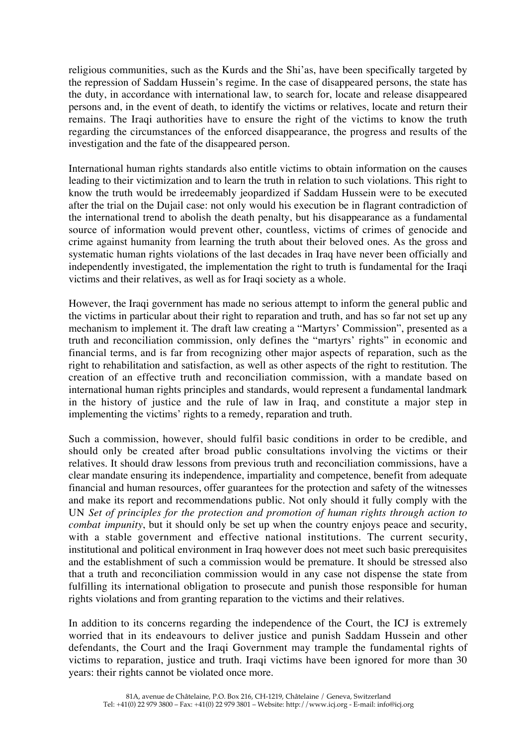religious communities, such as the Kurds and the Shi'as, have been specifically targeted by the repression of Saddam Hussein's regime. In the case of disappeared persons, the state has the duty, in accordance with international law, to search for, locate and release disappeared persons and, in the event of death, to identify the victims or relatives, locate and return their remains. The Iraqi authorities have to ensure the right of the victims to know the truth regarding the circumstances of the enforced disappearance, the progress and results of the investigation and the fate of the disappeared person.

International human rights standards also entitle victims to obtain information on the causes leading to their victimization and to learn the truth in relation to such violations. This right to know the truth would be irredeemably jeopardized if Saddam Hussein were to be executed after the trial on the Dujail case: not only would his execution be in flagrant contradiction of the international trend to abolish the death penalty, but his disappearance as a fundamental source of information would prevent other, countless, victims of crimes of genocide and crime against humanity from learning the truth about their beloved ones. As the gross and systematic human rights violations of the last decades in Iraq have never been officially and independently investigated, the implementation the right to truth is fundamental for the Iraqi victims and their relatives, as well as for Iraqi society as a whole.

However, the Iraqi government has made no serious attempt to inform the general public and the victims in particular about their right to reparation and truth, and has so far not set up any mechanism to implement it. The draft law creating a "Martyrs' Commission", presented as a truth and reconciliation commission, only defines the "martyrs' rights" in economic and financial terms, and is far from recognizing other major aspects of reparation, such as the right to rehabilitation and satisfaction, as well as other aspects of the right to restitution. The creation of an effective truth and reconciliation commission, with a mandate based on international human rights principles and standards, would represent a fundamental landmark in the history of justice and the rule of law in Iraq, and constitute a major step in implementing the victims' rights to a remedy, reparation and truth.

Such a commission, however, should fulfil basic conditions in order to be credible, and should only be created after broad public consultations involving the victims or their relatives. It should draw lessons from previous truth and reconciliation commissions, have a clear mandate ensuring its independence, impartiality and competence, benefit from adequate financial and human resources, offer guarantees for the protection and safety of the witnesses and make its report and recommendations public. Not only should it fully comply with the UN *Set of principles for the protection and promotion of human rights through action to combat impunity*, but it should only be set up when the country enjoys peace and security, with a stable government and effective national institutions. The current security, institutional and political environment in Iraq however does not meet such basic prerequisites and the establishment of such a commission would be premature. It should be stressed also that a truth and reconciliation commission would in any case not dispense the state from fulfilling its international obligation to prosecute and punish those responsible for human rights violations and from granting reparation to the victims and their relatives.

In addition to its concerns regarding the independence of the Court, the ICJ is extremely worried that in its endeavours to deliver justice and punish Saddam Hussein and other defendants, the Court and the Iraqi Government may trample the fundamental rights of victims to reparation, justice and truth. Iraqi victims have been ignored for more than 30 years: their rights cannot be violated once more.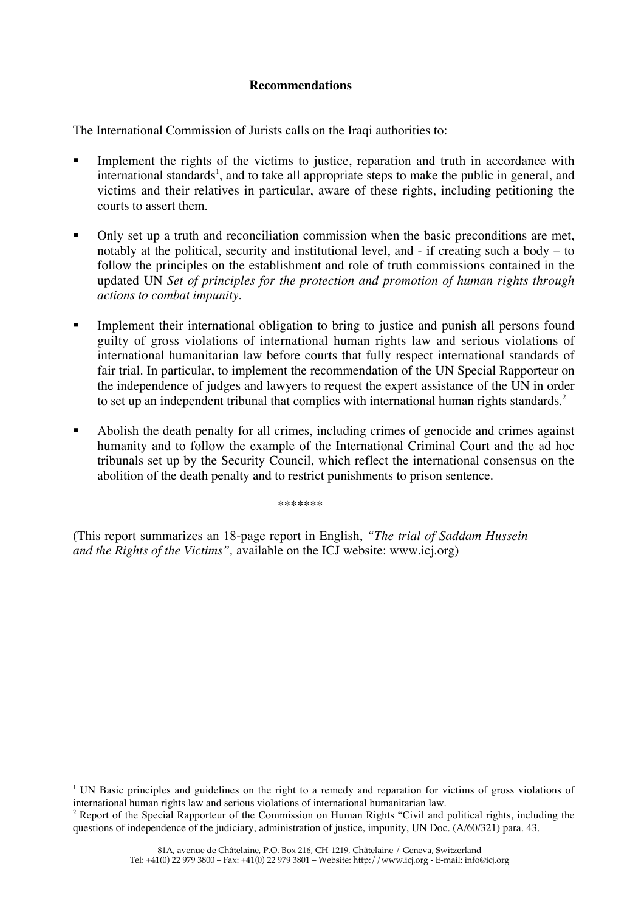**Recommendations**

The International Commission of Jurists calls on the Iraqi authorities to:

- Implement the rights of the victims to justice, reparation and truth in accordance with international standards[1], and to take all appropriate steps to make the public in general, and victims and their relatives in particular, aware of these rights, including petitioning the courts to assert them.

- Only set up a truth and reconciliation commission when the basic preconditions are met, notably at the political, security and institutional level, and - if creating such a body – to follow the principles on the establishment and role of truth commissions contained in the updated UN *Set of principles for the protection and promotion of human rights through actions to combat impunity*.

- Implement their international obligation to bring to justice and punish all persons found guilty of gross violations of international human rights law and serious violations of international humanitarian law before courts that fully respect international standards of fair trial. In particular, to implement the recommendation of the UN Special Rapporteur on the independence of judges and lawyers to request the expert assistance of the UN in order to set up an independent tribunal that complies with international human rights standards.[2]

- Abolish the death penalty for all crimes, including crimes of genocide and crimes against humanity and to follow the example of the International Criminal Court and the ad hoc tribunals set up by the Security Council, which reflect the international consensus on the abolition of the death penalty and to restrict punishments to prison sentence.

\*\*\*\*\*\*\*

(This report summarizes an 18-page report in English, *"The trial of Saddam Hussein and the Rights of the Victims",* available on the ICJ website: www.icj.org)

---

[1] UN Basic principles and guidelines on the right to a remedy and reparation for victims of gross violations of international human rights law and serious violations of international humanitarian law.

[2] Report of the Special Rapporteur of the Commission on Human Rights "Civil and political rights, including the questions of independence of the judiciary, administration of justice, impunity, UN Doc. (A/60/321) para. 43.

81A, avenue de Châtelaine, P.O. Box 216, CH-1219, Châtelaine / Geneva, Switzerland
Tel: +41(0) 22 979 3800 – Fax: +41(0) 22 979 3801 – Website: http://www.icj.org - E-mail: info@icj.org